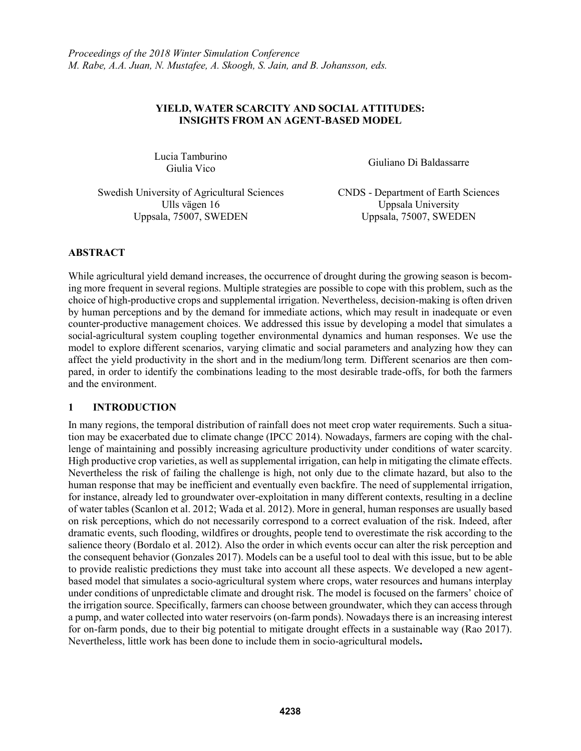*Proceedings of the 2018 Winter Simulation Conference*
*M. Rabe, A.A. Juan, N. Mustafee, A. Skoogh, S. Jain, and B. Johansson, eds.*

# YIELD, WATER SCARCITY AND SOCIAL ATTITUDES: INSIGHTS FROM AN AGENT-BASED MODEL

Lucia Tamburino
Giulia Vico

Swedish University of Agricultural Sciences
Ulls vägen 16
Uppsala, 75007, SWEDEN

Giuliano Di Baldassarre

CNDS - Department of Earth Sciences
Uppsala University
Uppsala, 75007, SWEDEN

## ABSTRACT

While agricultural yield demand increases, the occurrence of drought during the growing season is becoming more frequent in several regions. Multiple strategies are possible to cope with this problem, such as the choice of high-productive crops and supplemental irrigation. Nevertheless, decision-making is often driven by human perceptions and by the demand for immediate actions, which may result in inadequate or even counter-productive management choices. We addressed this issue by developing a model that simulates a social-agricultural system coupling together environmental dynamics and human responses. We use the model to explore different scenarios, varying climatic and social parameters and analyzing how they can affect the yield productivity in the short and in the medium/long term. Different scenarios are then compared, in order to identify the combinations leading to the most desirable trade-offs, for both the farmers and the environment.

## 1 INTRODUCTION

In many regions, the temporal distribution of rainfall does not meet crop water requirements. Such a situation may be exacerbated due to climate change (IPCC 2014). Nowadays, farmers are coping with the challenge of maintaining and possibly increasing agriculture productivity under conditions of water scarcity. High productive crop varieties, as well as supplemental irrigation, can help in mitigating the climate effects. Nevertheless the risk of failing the challenge is high, not only due to the climate hazard, but also to the human response that may be inefficient and eventually even backfire. The need of supplemental irrigation, for instance, already led to groundwater over-exploitation in many different contexts, resulting in a decline of water tables (Scanlon et al. 2012; Wada et al. 2012). More in general, human responses are usually based on risk perceptions, which do not necessarily correspond to a correct evaluation of the risk. Indeed, after dramatic events, such flooding, wildfires or droughts, people tend to overestimate the risk according to the salience theory (Bordalo et al. 2012). Also the order in which events occur can alter the risk perception and the consequent behavior (Gonzales 2017). Models can be a useful tool to deal with this issue, but to be able to provide realistic predictions they must take into account all these aspects. We developed a new agent-based model that simulates a socio-agricultural system where crops, water resources and humans interplay under conditions of unpredictable climate and drought risk. The model is focused on the farmers' choice of the irrigation source. Specifically, farmers can choose between groundwater, which they can access through a pump, and water collected into water reservoirs (on-farm ponds). Nowadays there is an increasing interest for on-farm ponds, due to their big potential to mitigate drought effects in a sustainable way (Rao 2017). Nevertheless, little work has been done to include them in socio-agricultural models**.**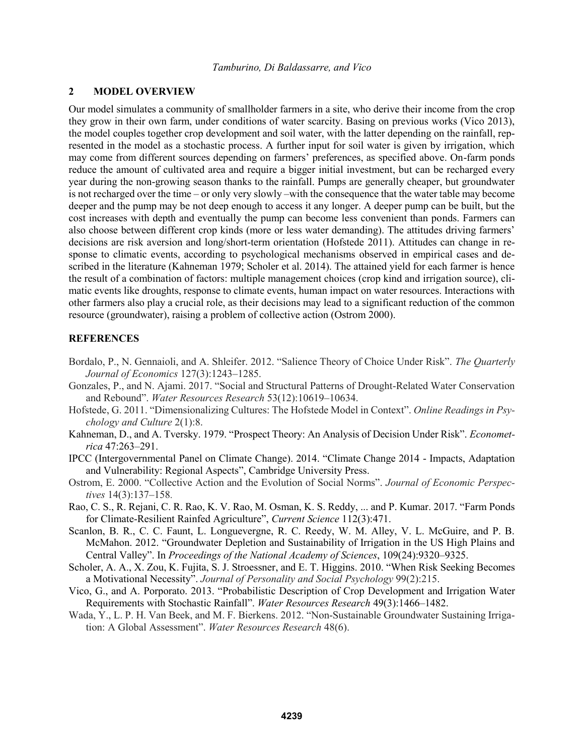## 2 MODEL OVERVIEW

Our model simulates a community of smallholder farmers in a site, who derive their income from the crop they grow in their own farm, under conditions of water scarcity. Basing on previous works (Vico 2013), the model couples together crop development and soil water, with the latter depending on the rainfall, represented in the model as a stochastic process. A further input for soil water is given by irrigation, which may come from different sources depending on farmers' preferences, as specified above. On-farm ponds reduce the amount of cultivated area and require a bigger initial investment, but can be recharged every year during the non-growing season thanks to the rainfall. Pumps are generally cheaper, but groundwater is not recharged over the time – or only very slowly –with the consequence that the water table may become deeper and the pump may be not deep enough to access it any longer. A deeper pump can be built, but the cost increases with depth and eventually the pump can become less convenient than ponds. Farmers can also choose between different crop kinds (more or less water demanding). The attitudes driving farmers' decisions are risk aversion and long/short-term orientation (Hofstede 2011). Attitudes can change in response to climatic events, according to psychological mechanisms observed in empirical cases and described in the literature (Kahneman 1979; Scholer et al. 2014). The attained yield for each farmer is hence the result of a combination of factors: multiple management choices (crop kind and irrigation source), climatic events like droughts, response to climate events, human impact on water resources. Interactions with other farmers also play a crucial role, as their decisions may lead to a significant reduction of the common resource (groundwater), raising a problem of collective action (Ostrom 2000).

## REFERENCES

Bordalo, P., N. Gennaioli, and A. Shleifer. 2012. "Salience Theory of Choice Under Risk". *The Quarterly Journal of Economics* 127(3):1243–1285.

Gonzales, P., and N. Ajami. 2017. "Social and Structural Patterns of Drought-Related Water Conservation and Rebound". *Water Resources Research* 53(12):10619–10634.

Hofstede, G. 2011. "Dimensionalizing Cultures: The Hofstede Model in Context". *Online Readings in Psychology and Culture* 2(1):8.

Kahneman, D., and A. Tversky. 1979. "Prospect Theory: An Analysis of Decision Under Risk". *Econometrica* 47:263–291.

IPCC (Intergovernmental Panel on Climate Change). 2014. "Climate Change 2014 - Impacts, Adaptation and Vulnerability: Regional Aspects", Cambridge University Press.

Ostrom, E. 2000. "Collective Action and the Evolution of Social Norms". *Journal of Economic Perspectives* 14(3):137–158.

Rao, C. S., R. Rejani, C. R. Rao, K. V. Rao, M. Osman, K. S. Reddy, ... and P. Kumar. 2017. "Farm Ponds for Climate-Resilient Rainfed Agriculture", *Current Science* 112(3):471.

Scanlon, B. R., C. C. Faunt, L. Longuevergne, R. C. Reedy, W. M. Alley, V. L. McGuire, and P. B. McMahon. 2012. "Groundwater Depletion and Sustainability of Irrigation in the US High Plains and Central Valley". In *Proceedings of the National Academy of Sciences*, 109(24):9320–9325.

Scholer, A. A., X. Zou, K. Fujita, S. J. Stroessner, and E. T. Higgins. 2010. "When Risk Seeking Becomes a Motivational Necessity". *Journal of Personality and Social Psychology* 99(2):215.

Vico, G., and A. Porporato. 2013. "Probabilistic Description of Crop Development and Irrigation Water Requirements with Stochastic Rainfall". *Water Resources Research* 49(3):1466–1482.

Wada, Y., L. P. H. Van Beek, and M. F. Bierkens. 2012. "Non-Sustainable Groundwater Sustaining Irrigation: A Global Assessment". *Water Resources Research* 48(6).